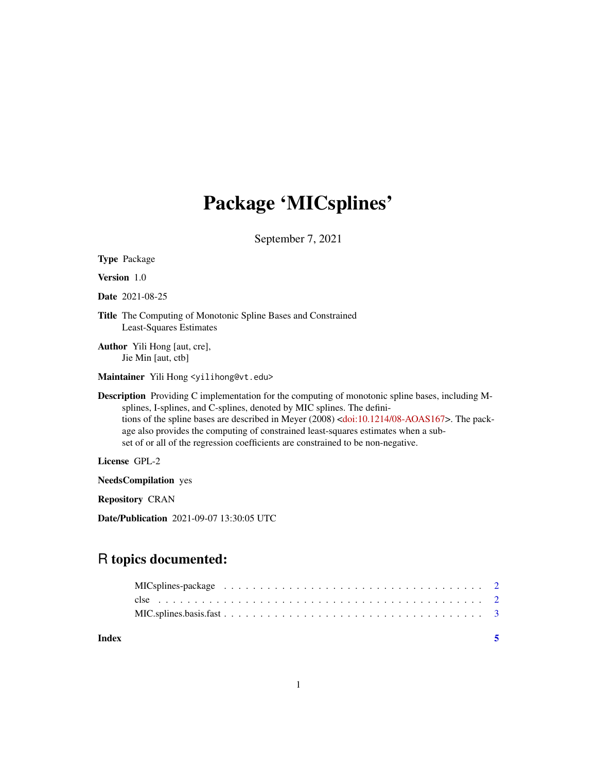# Package 'MICsplines'

September 7, 2021

**Type** Package

**Version** 1.0

**Date** 2021-08-25

**Title** The Computing of Monotonic Spline Bases and Constrained Least-Squares Estimates

**Author** Yili Hong [aut, cre], Jie Min [aut, ctb]

**Maintainer** Yili Hong <yilihong@vt.edu>

**Description** Providing C implementation for the computing of monotonic spline bases, including M-splines, I-splines, and C-splines, denoted by MIC splines. The definitions of the spline bases are described in Meyer (2008) <doi:10.1214/08-AOAS167>. The package also provides the computing of constrained least-squares estimates when a subset of or all of the regression coefficients are constrained to be non-negative.

**License** GPL-2

**NeedsCompilation** yes

**Repository** CRAN

**Date/Publication** 2021-09-07 13:30:05 UTC

## R topics documented:

| | |
|---|---|
| MICsplines-package | 2 |
| clse | 2 |
| MIC.splines.basis.fast | 3 |
| **Index** | **5** |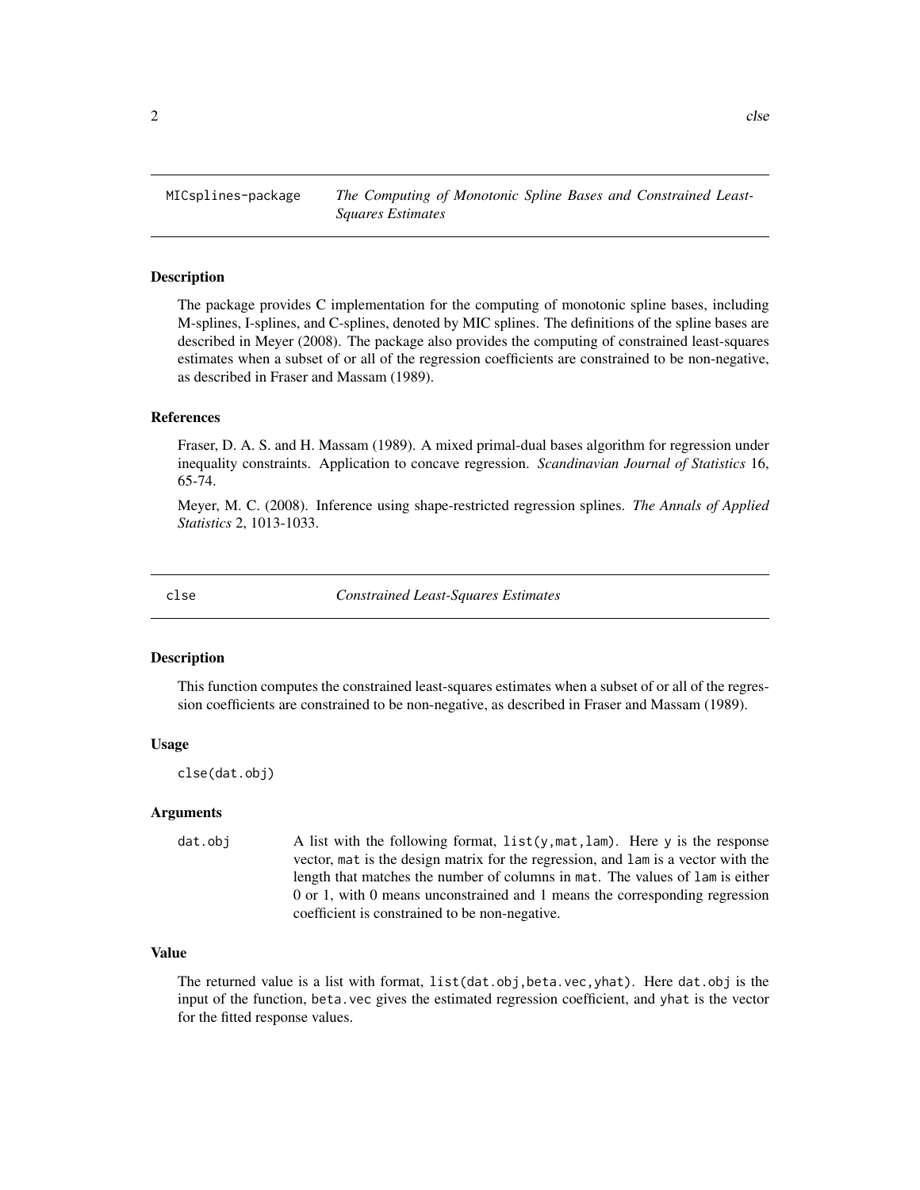## MICsplines-package — *The Computing of Monotonic Spline Bases and Constrained Least-Squares Estimates*

### Description

The package provides C implementation for the computing of monotonic spline bases, including M-splines, I-splines, and C-splines, denoted by MIC splines. The definitions of the spline bases are described in Meyer (2008). The package also provides the computing of constrained least-squares estimates when a subset of or all of the regression coefficients are constrained to be non-negative, as described in Fraser and Massam (1989).

### References

Fraser, D. A. S. and H. Massam (1989). A mixed primal-dual bases algorithm for regression under inequality constraints. Application to concave regression. *Scandinavian Journal of Statistics* 16, 65-74.

Meyer, M. C. (2008). Inference using shape-restricted regression splines. *The Annals of Applied Statistics* 2, 1013-1033.

## clse — *Constrained Least-Squares Estimates*

### Description

This function computes the constrained least-squares estimates when a subset of or all of the regression coefficients are constrained to be non-negative, as described in Fraser and Massam (1989).

### Usage

```
clse(dat.obj)
```

### Arguments

`dat.obj` A list with the following format, `list(y,mat,lam)`. Here `y` is the response vector, `mat` is the design matrix for the regression, and `lam` is a vector with the length that matches the number of columns in `mat`. The values of `lam` is either 0 or 1, with 0 means unconstrained and 1 means the corresponding regression coefficient is constrained to be non-negative.

### Value

The returned value is a list with format, `list(dat.obj,beta.vec,yhat)`. Here `dat.obj` is the input of the function, `beta.vec` gives the estimated regression coefficient, and `yhat` is the vector for the fitted response values.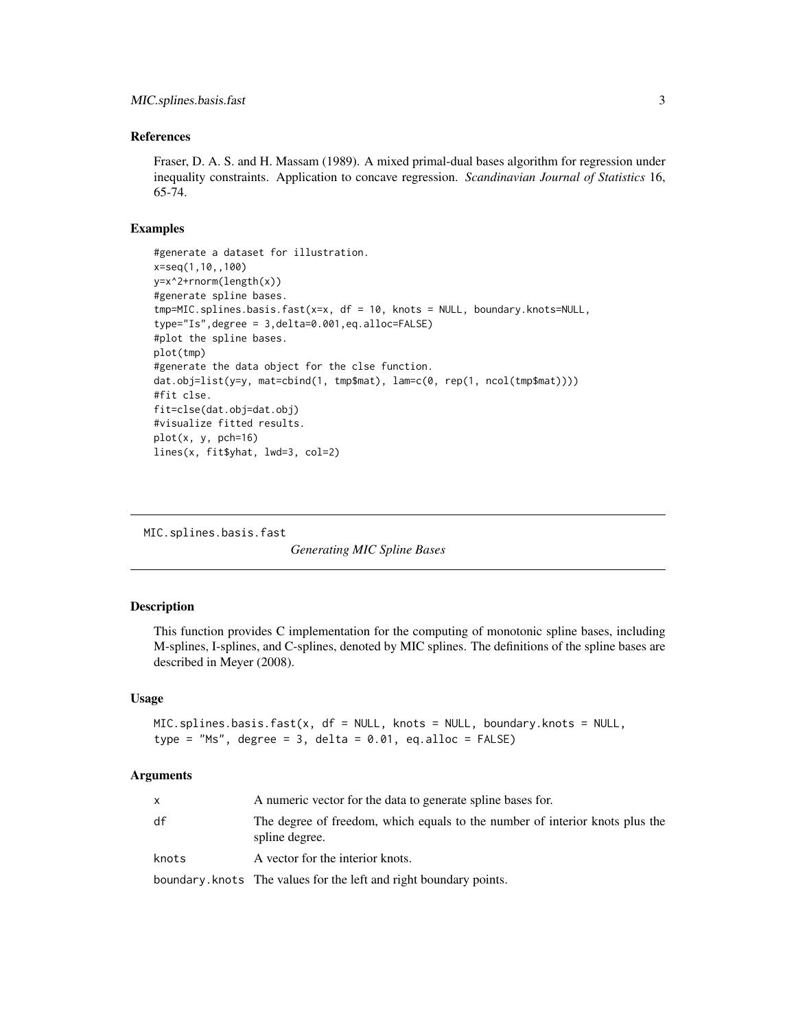### References

Fraser, D. A. S. and H. Massam (1989). A mixed primal-dual bases algorithm for regression under inequality constraints. Application to concave regression. *Scandinavian Journal of Statistics* 16, 65-74.

### Examples

```
#generate a dataset for illustration.
x=seq(1,10,,100)
y=x^2+rnorm(length(x))
#generate spline bases.
tmp=MIC.splines.basis.fast(x=x, df = 10, knots = NULL, boundary.knots=NULL,
type="Is",degree = 3,delta=0.001,eq.alloc=FALSE)
#plot the spline bases.
plot(tmp)
#generate the data object for the clse function.
dat.obj=list(y=y, mat=cbind(1, tmp$mat), lam=c(0, rep(1, ncol(tmp$mat))))
#fit clse.
fit=clse(dat.obj=dat.obj)
#visualize fitted results.
plot(x, y, pch=16)
lines(x, fit$yhat, lwd=3, col=2)
```

---

## MIC.splines.basis.fast — *Generating MIC Spline Bases*

### Description

This function provides C implementation for the computing of monotonic spline bases, including M-splines, I-splines, and C-splines, denoted by MIC splines. The definitions of the spline bases are described in Meyer (2008).

### Usage

```
MIC.splines.basis.fast(x, df = NULL, knots = NULL, boundary.knots = NULL,
type = "Ms", degree = 3, delta = 0.01, eq.alloc = FALSE)
```

### Arguments

| | |
|---|---|
| x | A numeric vector for the data to generate spline bases for. |
| df | The degree of freedom, which equals to the number of interior knots plus the spline degree. |
| knots | A vector for the interior knots. |
| boundary.knots | The values for the left and right boundary points. |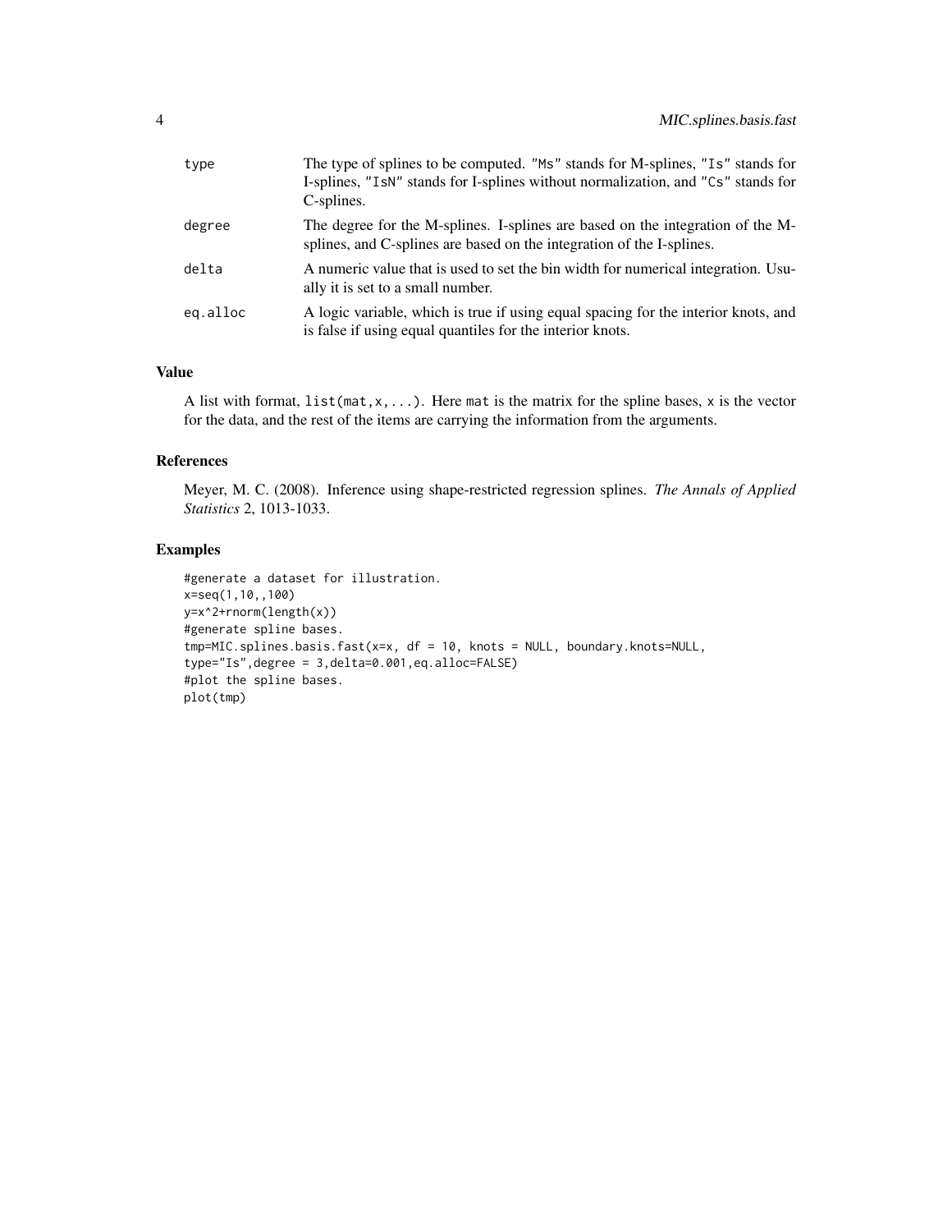| | |
|---|---|
| `type` | The type of splines to be computed. `"Ms"` stands for M-splines, `"Is"` stands for I-splines, `"IsN"` stands for I-splines without normalization, and `"Cs"` stands for C-splines. |
| `degree` | The degree for the M-splines. I-splines are based on the integration of the M-splines, and C-splines are based on the integration of the I-splines. |
| `delta` | A numeric value that is used to set the bin width for numerical integration. Usually it is set to a small number. |
| `eq.alloc` | A logic variable, which is true if using equal spacing for the interior knots, and is false if using equal quantiles for the interior knots. |

### Value

A list with format, `list(mat,x,...)`. Here `mat` is the matrix for the spline bases, `x` is the vector for the data, and the rest of the items are carrying the information from the arguments.

### References

Meyer, M. C. (2008). Inference using shape-restricted regression splines. *The Annals of Applied Statistics* 2, 1013-1033.

### Examples

```
#generate a dataset for illustration.
x=seq(1,10,,100)
y=x^2+rnorm(length(x))
#generate spline bases.
tmp=MIC.splines.basis.fast(x=x, df = 10, knots = NULL, boundary.knots=NULL,
type="Is",degree = 3,delta=0.001,eq.alloc=FALSE)
#plot the spline bases.
plot(tmp)
```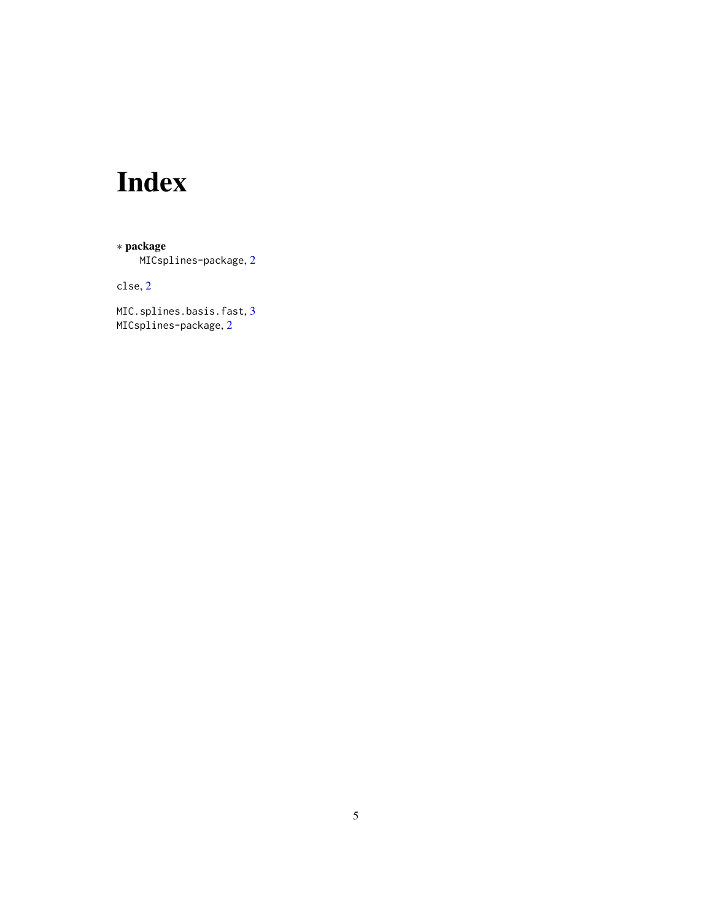# Index

∗ **package**
    `MICsplines-package`, 2

`clse`, 2

`MIC.splines.basis.fast`, 3
`MICsplines-package`, 2